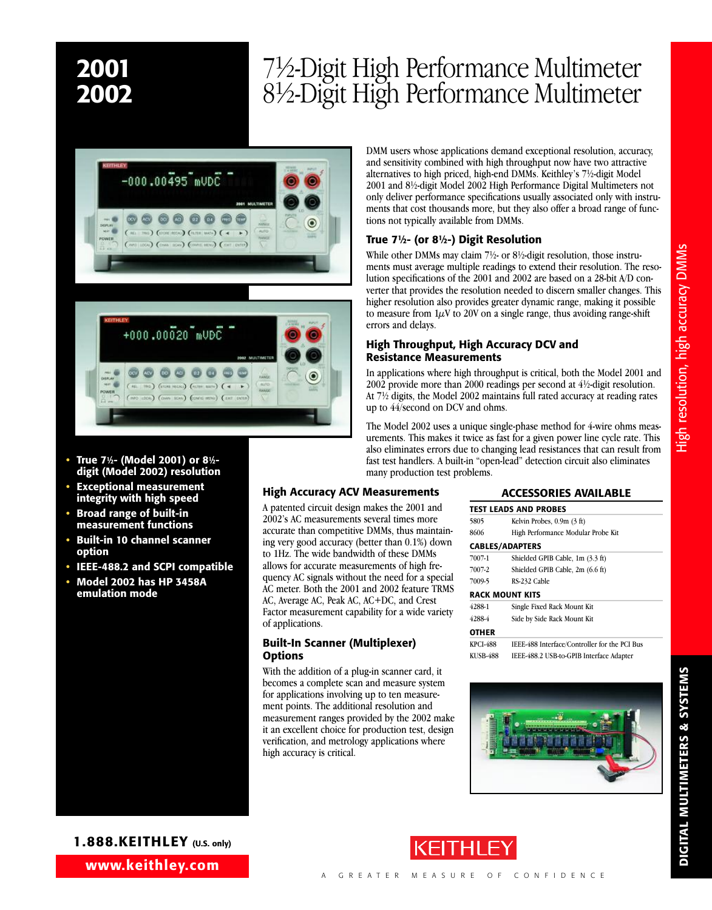# 2001
# 2002

# 7½-Digit High Performance Multimeter
# 8½-Digit High Performance Multimeter

- **True 7½- (Model 2001) or 8½-digit (Model 2002) resolution**
- **Exceptional measurement integrity with high speed**
- **Broad range of built-in measurement functions**
- **Built-in 10 channel scanner option**
- **IEEE-488.2 and SCPI compatible**
- **Model 2002 has HP 3458A emulation mode**

DMM users whose applications demand exceptional resolution, accuracy, and sensitivity combined with high throughput now have two attractive alternatives to high priced, high-end DMMs. Keithley's 7½-digit Model 2001 and 8½-digit Model 2002 High Performance Digital Multimeters not only deliver performance specifications usually associated only with instruments that cost thousands more, but they also offer a broad range of functions not typically available from DMMs.

## True 7½- (or 8½-) Digit Resolution

While other DMMs may claim 7½- or 8½-digit resolution, those instruments must average multiple readings to extend their resolution. The resolution specifications of the 2001 and 2002 are based on a 28-bit A/D converter that provides the resolution needed to discern smaller changes. This higher resolution also provides greater dynamic range, making it possible to measure from 1µV to 20V on a single range, thus avoiding range-shift errors and delays.

## High Throughput, High Accuracy DCV and Resistance Measurements

In applications where high throughput is critical, both the Model 2001 and 2002 provide more than 2000 readings per second at 4½-digit resolution. At 7½ digits, the Model 2002 maintains full rated accuracy at reading rates up to 44/second on DCV and ohms.

The Model 2002 uses a unique single-phase method for 4-wire ohms measurements. This makes it twice as fast for a given power line cycle rate. This also eliminates errors due to changing lead resistances that can result from fast test handlers. A built-in "open-lead" detection circuit also eliminates many production test problems.

## High Accuracy ACV Measurements

A patented circuit design makes the 2001 and 2002's AC measurements several times more accurate than competitive DMMs, thus maintaining very good accuracy (better than 0.1%) down to 1Hz. The wide bandwidth of these DMMs allows for accurate measurements of high frequency AC signals without the need for a special AC meter. Both the 2001 and 2002 feature TRMS AC, Average AC, Peak AC, AC+DC, and Crest Factor measurement capability for a wide variety of applications.

## Built-In Scanner (Multiplexer) Options

With the addition of a plug-in scanner card, it becomes a complete scan and measure system for applications involving up to ten measurement points. The additional resolution and measurement ranges provided by the 2002 make it an excellent choice for production test, design verification, and metrology applications where high accuracy is critical.

## ACCESSORIES AVAILABLE

| | |
|---|---|
| **TEST LEADS AND PROBES** | |
| 5805 | Kelvin Probes, 0.9m (3 ft) |
| 8606 | High Performance Modular Probe Kit |
| **CABLES/ADAPTERS** | |
| 7007-1 | Shielded GPIB Cable, 1m (3.3 ft) |
| 7007-2 | Shielded GPIB Cable, 2m (6.6 ft) |
| 7009-5 | RS-232 Cable |
| **RACK MOUNT KITS** | |
| 4288-1 | Single Fixed Rack Mount Kit |
| 4288-4 | Side by Side Rack Mount Kit |
| **OTHER** | |
| KPCI-488 | IEEE-488 Interface/Controller for the PCI Bus |
| KUSB-488 | IEEE-488.2 USB-to-GPIB Interface Adapter |

High resolution, high accuracy DMMs

DIGITAL MULTIMETERS & SYSTEMS

**1.888.KEITHLEY** (U.S. only)

**www.keithley.com**

KEITHLEY

A GREATER MEASURE OF CONFIDENCE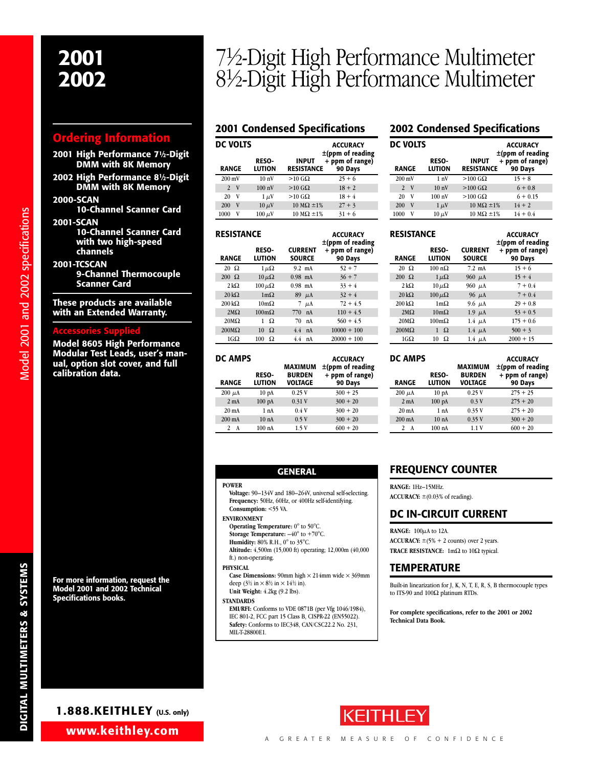# 2001
# 2002

# 7½-Digit High Performance Multimeter
# 8½-Digit High Performance Multimeter

## Ordering Information

**2001** High Performance 7½-Digit DMM with 8K Memory

**2002** High Performance 8½-Digit DMM with 8K Memory

**2000-SCAN** 10-Channel Scanner Card

**2001-SCAN** 10-Channel Scanner Card with two high-speed channels

**2001-TCSCAN** 9-Channel Thermocouple Scanner Card

**These products are available with an Extended Warranty.**

## Accessories Supplied

**Model 8605 High Performance Modular Test Leads, user's manual, option slot cover, and full calibration data.**

**For more information, request the Model 2001 and 2002 Technical Specifications books.**

## 2001 Condensed Specifications

### DC VOLTS

| RANGE | RESOLUTION | INPUT RESISTANCE | ACCURACY ±(ppm of reading + ppm of range) 90 Days |
|---|---|---|---|
| 200 mV | 10 nV | >10 GΩ | 25 + 6 |
| 2 V | 100 nV | >10 GΩ | 18 + 2 |
| 20 V | 1 μV | >10 GΩ | 18 + 4 |
| 200 V | 10 μV | 10 MΩ ±1% | 27 + 3 |
| 1000 V | 100 μV | 10 MΩ ±1% | 31 + 6 |

### RESISTANCE

| RANGE | RESOLUTION | CURRENT SOURCE | ACCURACY ±(ppm of reading + ppm of range) 90 Days |
|---|---|---|---|
| 20 Ω | 1 μΩ | 9.2 mA | 52 + 7 |
| 200 Ω | 10 μΩ | 0.98 mA | 36 + 7 |
| 2 kΩ | 100 μΩ | 0.98 mA | 33 + 4 |
| 20 kΩ | 1mΩ | 89 μA | 32 + 4 |
| 200 kΩ | 10mΩ | 7 μA | 72 + 4.5 |
| 2MΩ | 100mΩ | 770 nA | 110 + 4.5 |
| 20MΩ | 1 Ω | 70 nA | 560 + 4.5 |
| 200MΩ | 10 Ω | 4.4 nA | 10000 + 100 |
| 1GΩ | 100 Ω | 4.4 nA | 20000 + 100 |

### DC AMPS

| RANGE | RESOLUTION | MAXIMUM BURDEN VOLTAGE | ACCURACY ±(ppm of reading + ppm of range) 90 Days |
|---|---|---|---|
| 200 μA | 10 pA | 0.25 V | 300 + 25 |
| 2 mA | 100 pA | 0.31 V | 300 + 20 |
| 20 mA | 1 nA | 0.4 V | 300 + 20 |
| 200 mA | 10 nA | 0.5 V | 300 + 20 |
| 2 A | 100 nA | 1.5 V | 600 + 20 |

## 2002 Condensed Specifications

### DC VOLTS

| RANGE | RESOLUTION | INPUT RESISTANCE | ACCURACY ±(ppm of reading + ppm of range) 90 Days |
|---|---|---|---|
| 200 mV | 1 nV | >100 GΩ | 15 + 8 |
| 2 V | 10 nV | >100 GΩ | 6 + 0.8 |
| 20 V | 100 nV | >100 GΩ | 6 + 0.15 |
| 200 V | 1 μV | 10 MΩ ±1% | 14 + 2 |
| 1000 V | 10 μV | 10 MΩ ±1% | 14 + 0.4 |

### RESISTANCE

| RANGE | RESOLUTION | CURRENT SOURCE | ACCURACY ±(ppm of reading + ppm of range) 90 Days |
|---|---|---|---|
| 20 Ω | 100 nΩ | 7.2 mA | 15 + 6 |
| 200 Ω | 1 μΩ | 960 μA | 15 + 4 |
| 2 kΩ | 10 μΩ | 960 μA | 7 + 0.4 |
| 20 kΩ | 100 μΩ | 96 μA | 7 + 0.4 |
| 200 kΩ | 1mΩ | 9.6 μA | 29 + 0.8 |
| 2MΩ | 10mΩ | 1.9 μA | 53 + 0.5 |
| 20MΩ | 100mΩ | 1.4 μA | 175 + 0.6 |
| 200MΩ | 1 Ω | 1.4 μA | 500 + 3 |
| 1GΩ | 10 Ω | 1.4 μA | 2000 + 15 |

### DC AMPS

| RANGE | RESOLUTION | MAXIMUM BURDEN VOLTAGE | ACCURACY ±(ppm of reading + ppm of range) 90 Days |
|---|---|---|---|
| 200 μA | 10 pA | 0.25 V | 275 + 25 |
| 2 mA | 100 pA | 0.3 V | 275 + 20 |
| 20 mA | 1 nA | 0.35 V | 275 + 20 |
| 200 mA | 10 nA | 0.35 V | 300 + 20 |
| 2 A | 100 nA | 1.1 V | 600 + 20 |

## GENERAL

**POWER**

**Voltage:** 90–134V and 180–264V, universal self-selecting.
**Frequency:** 50Hz, 60Hz, or 400Hz self-identifying.
**Consumption:** <55 VA.

**ENVIRONMENT**

**Operating Temperature:** 0° to 50°C.
**Storage Temperature:** –40° to +70°C.
**Humidity:** 80% R.H., 0° to 35°C.
**Altitude:** 4,500m (15,000 ft) operating; 12,000m (40,000 ft.) non-operating.

**PHYSICAL**

**Case Dimensions:** 90mm high × 214mm wide × 369mm deep (3½ in × 8½ in × 14½ in).
**Unit Weight:** 4.2kg (9.2 lbs).

**STANDARDS**

**EMI/RFI:** Conforms to VDE 0871B (per Vfg 1046/1984), IEC 801-2, FCC part 15 Class B, CISPR-22 (EN55022).
**Safety:** Conforms to IEC348, CAN/CSC22.2 No. 231, MIL-T-28800E1.

## FREQUENCY COUNTER

**RANGE:** 1Hz–15MHz.
**ACCURACY:** ±(0.03% of reading).

## DC IN-CIRCUIT CURRENT

**RANGE:** 100μA to 12A.
**ACCURACY:** ±(5% + 2 counts) over 2 years.
**TRACE RESISTANCE:** 1mΩ to 10Ω typical.

## TEMPERATURE

Built-in linearization for J, K, N, T, E, R, S, B thermocouple types to ITS-90 and 100Ω platinum RTDs.

**For complete specifications, refer to the 2001 or 2002 Technical Data Book.**

**1.888.KEITHLEY** (U.S. only)

**www.keithley.com**

KEITHLEY

A GREATER MEASURE OF CONFIDENCE